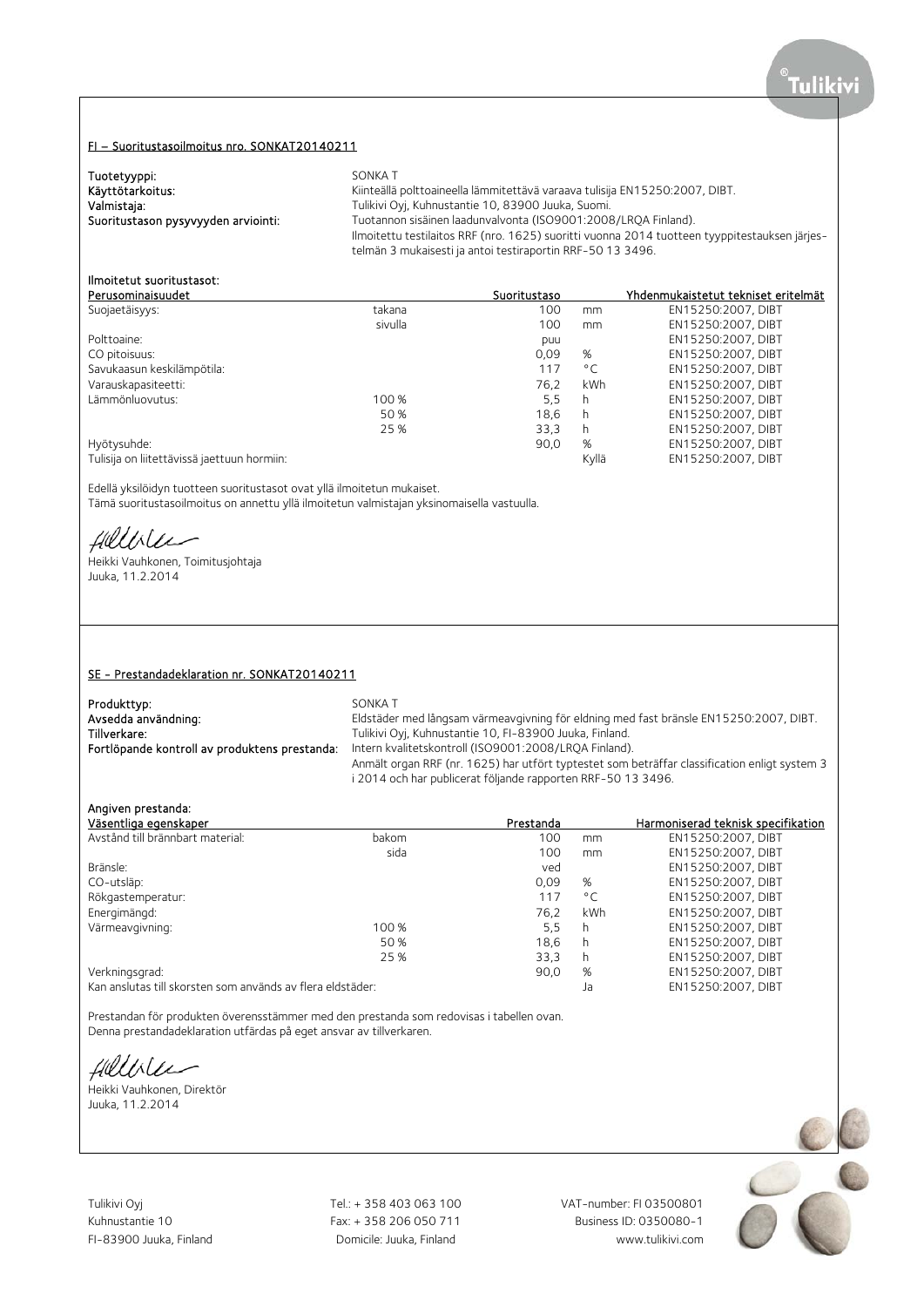## FI – Suoritustasoilmoitus nro. SONKAT20140211

**Tuotetyyppi:** SONKA T
**Käyttötarkoitus:** Kiinteällä polttoaineella lämmitettävä varaava tulisija EN15250:2007, DIBT.
**Valmistaja:** Tulikivi Oyj, Kuhnustantie 10, 83900 Juuka, Suomi.
**Suoritustason pysyvyyden arviointi:** Tuotannon sisäinen laadunvalvonta (ISO9001:2008/LRQA Finland).
Ilmoitettu testilaitos RRF (nro. 1625) suoritti vuonna 2014 tuotteen tyyppitestauksen järjestelmän 3 mukaisesti ja antoi testiraportin RRF-50 13 3496.

**Ilmoitetut suoritustasot:**

| Perusominaisuudet | | Suoritustaso | | Yhdenmukaistetut tekniset eritelmät |
|---|---|---|---|---|
| Suojaetäisyys: | takana | 100 | mm | EN15250:2007, DIBT |
| | sivulla | 100 | mm | EN15250:2007, DIBT |
| Polttoaine: | | puu | | EN15250:2007, DIBT |
| CO pitoisuus: | | 0,09 | % | EN15250:2007, DIBT |
| Savukaasun keskilämpötila: | | 117 | °C | EN15250:2007, DIBT |
| Varauskapasiteetti: | | 76,2 | kWh | EN15250:2007, DIBT |
| Lämmönluovutus: | 100 % | 5,5 | h | EN15250:2007, DIBT |
| | 50 % | 18,6 | h | EN15250:2007, DIBT |
| | 25 % | 33,3 | h | EN15250:2007, DIBT |
| Hyötysuhde: | | 90,0 | % | EN15250:2007, DIBT |
| Tulisija on liitettävissä jaettuun hormiin: | | | Kyllä | EN15250:2007, DIBT |

Edellä yksilöidyn tuotteen suoritustasot ovat yllä ilmoitetun mukaiset.
Tämä suoritustasoilmoitus on annettu yllä ilmoitetun valmistajan yksinomaisella vastuulla.

Heikki Vauhkonen, Toimitusjohtaja
Juuka, 11.2.2014

## SE - Prestandadeklaration nr. SONKAT20140211

**Produkttyp:** SONKA T
**Avsedda användning:** Eldstäder med långsam värmeavgivning för eldning med fast bränsle EN15250:2007, DIBT.
**Tillverkare:** Tulikivi Oyj, Kuhnustantie 10, FI-83900 Juuka, Finland.
**Fortlöpande kontroll av produktens prestanda:** Intern kvalitetskontroll (ISO9001:2008/LRQA Finland).
Anmält organ RRF (nr. 1625) har utfört typtestet som beträffar classification enligt system 3 i 2014 och har publicerat följande rapporten RRF-50 13 3496.

**Angiven prestanda:**

| Väsentliga egenskaper | | Prestanda | | Harmoniserad teknisk specifikation |
|---|---|---|---|---|
| Avstånd till brännbart material: | bakom | 100 | mm | EN15250:2007, DIBT |
| | sida | 100 | mm | EN15250:2007, DIBT |
| Bränsle: | | ved | | EN15250:2007, DIBT |
| CO-utsläp: | | 0,09 | % | EN15250:2007, DIBT |
| Rökgastemperatur: | | 117 | °C | EN15250:2007, DIBT |
| Energimängd: | | 76,2 | kWh | EN15250:2007, DIBT |
| Värmeavgivning: | 100 % | 5,5 | h | EN15250:2007, DIBT |
| | 50 % | 18,6 | h | EN15250:2007, DIBT |
| | 25 % | 33,3 | h | EN15250:2007, DIBT |
| Verkningsgrad: | | 90,0 | % | EN15250:2007, DIBT |
| Kan anslutas till skorsten som används av flera eldstäder: | | | Ja | EN15250:2007, DIBT |

Prestandan för produkten överensstämmer med den prestanda som redovisas i tabellen ovan.
Denna prestandadeklaration utfärdas på eget ansvar av tillverkaren.

Heikki Vauhkonen, Direktör
Juuka, 11.2.2014

Tulikivi Oyj
Kuhnustantie 10
FI-83900 Juuka, Finland

Tel.: + 358 403 063 100
Fax: + 358 206 050 711
Domicile: Juuka, Finland

VAT-number: FI 03500801
Business ID: 0350080-1
www.tulikivi.com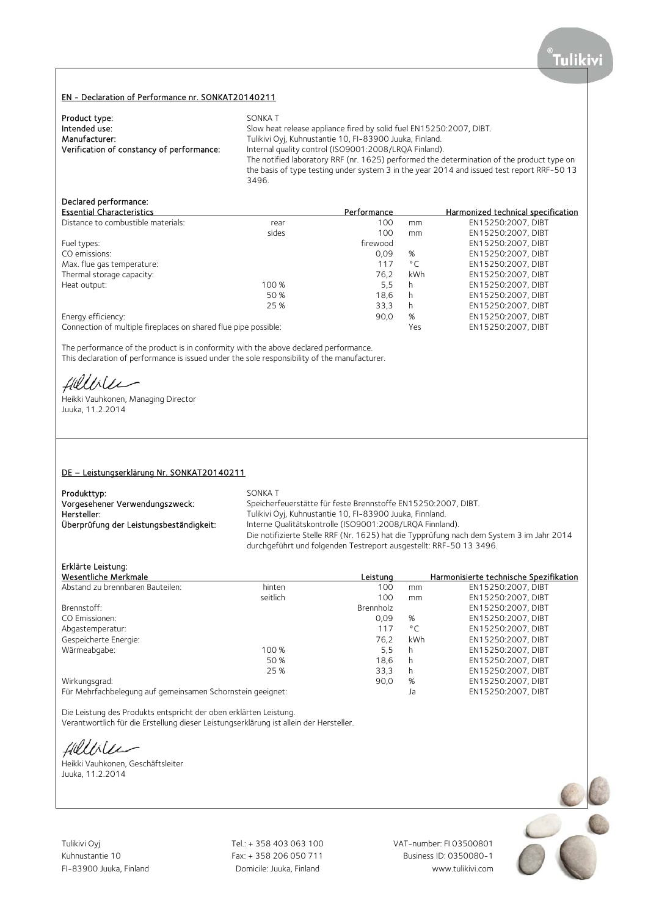## EN - Declaration of Performance nr. SONKAT20140211

**Product type:** SONKA T
**Intended use:** Slow heat release appliance fired by solid fuel EN15250:2007, DIBT.
**Manufacturer:** Tulikivi Oyj, Kuhnustantie 10, FI-83900 Juuka, Finland.
**Verification of constancy of performance:** Internal quality control (ISO9001:2008/LRQA Finland).
The notified laboratory RRF (nr. 1625) performed the determination of the product type on the basis of type testing under system 3 in the year 2014 and issued test report RRF-50 13 3496.

**Declared performance:**

| Essential Characteristics | | Performance | | Harmonized technical specification |
|---|---|---|---|---|
| Distance to combustible materials: | rear | 100 | mm | EN15250:2007, DIBT |
| | sides | 100 | mm | EN15250:2007, DIBT |
| Fuel types: | | firewood | | EN15250:2007, DIBT |
| CO emissions: | | 0,09 | % | EN15250:2007, DIBT |
| Max. flue gas temperature: | | 117 | °C | EN15250:2007, DIBT |
| Thermal storage capacity: | | 76,2 | kWh | EN15250:2007, DIBT |
| Heat output: | 100 % | 5,5 | h | EN15250:2007, DIBT |
| | 50 % | 18,6 | h | EN15250:2007, DIBT |
| | 25 % | 33,3 | h | EN15250:2007, DIBT |
| Energy efficiency: | | 90,0 | % | EN15250:2007, DIBT |
| Connection of multiple fireplaces on shared flue pipe possible: | | | Yes | EN15250:2007, DIBT |

The performance of the product is in conformity with the above declared performance.
This declaration of performance is issued under the sole responsibility of the manufacturer.

Heikki Vauhkonen, Managing Director
Juuka, 11.2.2014

## DE – Leistungserklärung Nr. SONKAT20140211

**Produkttyp:** SONKA T
**Vorgesehener Verwendungszweck:** Speicherfeuerstätte für feste Brennstoffe EN15250:2007, DIBT.
**Hersteller:** Tulikivi Oyj, Kuhnustantie 10, FI-83900 Juuka, Finnland.
**Überprüfung der Leistungsbeständigkeit:** Interne Qualitätskontrolle (ISO9001:2008/LRQA Finnland).
Die notifizierte Stelle RRF (Nr. 1625) hat die Typprüfung nach dem System 3 im Jahr 2014 durchgeführt und folgenden Testreport ausgestellt: RRF-50 13 3496.

**Erklärte Leistung:**

| Wesentliche Merkmale | | Leistung | | Harmonisierte technische Spezifikation |
|---|---|---|---|---|
| Abstand zu brennbaren Bauteilen: | hinten | 100 | mm | EN15250:2007, DIBT |
| | seitlich | 100 | mm | EN15250:2007, DIBT |
| Brennstoff: | | Brennholz | | EN15250:2007, DIBT |
| CO Emissionen: | | 0,09 | % | EN15250:2007, DIBT |
| Abgastemperatur: | | 117 | °C | EN15250:2007, DIBT |
| Gespeicherte Energie: | | 76,2 | kWh | EN15250:2007, DIBT |
| Wärmeabgabe: | 100 % | 5,5 | h | EN15250:2007, DIBT |
| | 50 % | 18,6 | h | EN15250:2007, DIBT |
| | 25 % | 33,3 | h | EN15250:2007, DIBT |
| Wirkungsgrad: | | 90,0 | % | EN15250:2007, DIBT |
| Für Mehrfachbelegung auf gemeinsamen Schornstein geeignet: | | | Ja | EN15250:2007, DIBT |

Die Leistung des Produkts entspricht der oben erklärten Leistung.
Verantwortlich für die Erstellung dieser Leistungserklärung ist allein der Hersteller.

Heikki Vauhkonen, Geschäftsleiter
Juuka, 11.2.2014

Tulikivi Oyj
Kuhnustantie 10
FI-83900 Juuka, Finland

Tel.: + 358 403 063 100
Fax: + 358 206 050 711
Domicile: Juuka, Finland

VAT-number: FI 03500801
Business ID: 0350080-1
www.tulikivi.com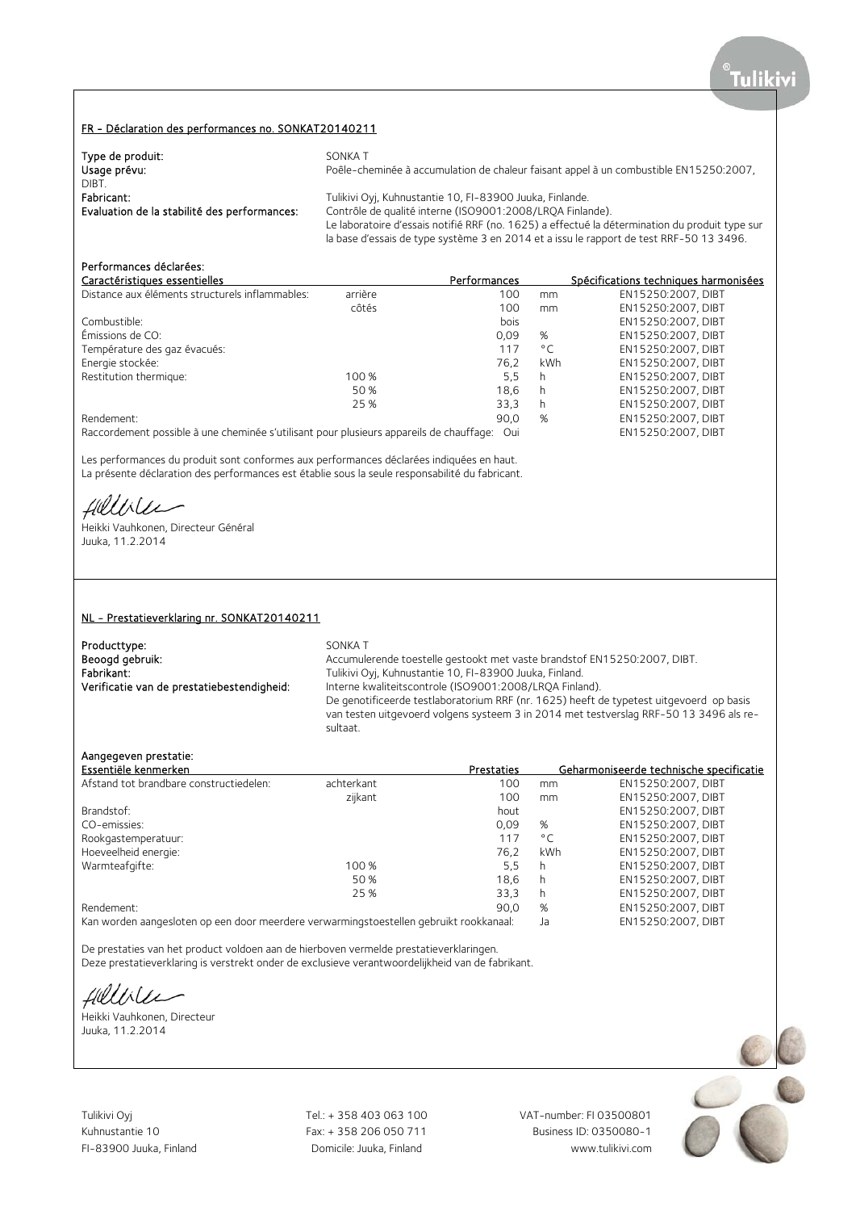## FR - Déclaration des performances no. SONKAT20140211

**Type de produit:** SONKA T

**Usage prévu:** Poêle-cheminée à accumulation de chaleur faisant appel à un combustible EN15250:2007, DIBT.

**Fabricant:** Tulikivi Oyj, Kuhnustantie 10, FI-83900 Juuka, Finlande.

**Evaluation de la stabilité des performances:** Contrôle de qualité interne (ISO9001:2008/LRQA Finlande). Le laboratoire d'essais notifié RRF (no. 1625) a effectué la détermination du produit type sur la base d'essais de type système 3 en 2014 et a issu le rapport de test RRF-50 13 3496.

**Performances déclarées:**

| Caractéristiques essentielles | | Performances | | Spécifications techniques harmonisées |
|---|---|---|---|---|
| Distance aux éléments structurels inflammables: | arrière | 100 | mm | EN15250:2007, DIBT |
| | côtés | 100 | mm | EN15250:2007, DIBT |
| Combustible: | | bois | | EN15250:2007, DIBT |
| Émissions de CO: | | 0,09 | % | EN15250:2007, DIBT |
| Température des gaz évacués: | | 117 | °C | EN15250:2007, DIBT |
| Energie stockée: | | 76,2 | kWh | EN15250:2007, DIBT |
| Restitution thermique: | 100 % | 5,5 | h | EN15250:2007, DIBT |
| | 50 % | 18,6 | h | EN15250:2007, DIBT |
| | 25 % | 33,3 | h | EN15250:2007, DIBT |
| Rendement: | | 90,0 | % | EN15250:2007, DIBT |
| Raccordement possible à une cheminée s'utilisant pour plusieurs appareils de chauffage: | | Oui | | EN15250:2007, DIBT |

Les performances du produit sont conformes aux performances déclarées indiquées en haut.
La présente déclaration des performances est établie sous la seule responsabilité du fabricant.

Heikki Vauhkonen, Directeur Général
Juuka, 11.2.2014

## NL - Prestatieverklaring nr. SONKAT20140211

**Producttype:** SONKA T

**Beoogd gebruik:** Accumulerende toestelle gestookt met vaste brandstof EN15250:2007, DIBT.

**Fabrikant:** Tulikivi Oyj, Kuhnustantie 10, FI-83900 Juuka, Finland.

**Verificatie van de prestatiebestendigheid:** Interne kwaliteitscontrole (ISO9001:2008/LRQA Finland). De genotificeerde testlaboratorium RRF (nr. 1625) heeft de typetest uitgevoerd op basis van testen uitgevoerd volgens systeem 3 in 2014 met testverslag RRF-50 13 3496 als resultaat.

**Aangegeven prestatie:**

| Essentiële kenmerken | | Prestaties | | Geharmoniseerde technische specificatie |
|---|---|---|---|---|
| Afstand tot brandbare constructiedelen: | achterkant | 100 | mm | EN15250:2007, DIBT |
| | zijkant | 100 | mm | EN15250:2007, DIBT |
| Brandstof: | | hout | | EN15250:2007, DIBT |
| CO-emissies: | | 0,09 | % | EN15250:2007, DIBT |
| Rookgastemperatuur: | | 117 | °C | EN15250:2007, DIBT |
| Hoeveelheid energie: | | 76,2 | kWh | EN15250:2007, DIBT |
| Warmteafgifte: | 100 % | 5,5 | h | EN15250:2007, DIBT |
| | 50 % | 18,6 | h | EN15250:2007, DIBT |
| | 25 % | 33,3 | h | EN15250:2007, DIBT |
| Rendement: | | 90,0 | % | EN15250:2007, DIBT |
| Kan worden aangesloten op een door meerdere verwarmingstoestellen gebruikt rookkanaal: | | Ja | | EN15250:2007, DIBT |

De prestaties van het product voldoen aan de hierboven vermelde prestatieverklaringen.
Deze prestatieverklaring is verstrekt onder de exclusieve verantwoordelijkheid van de fabrikant.

Heikki Vauhkonen, Directeur
Juuka, 11.2.2014

Tulikivi Oyj
Kuhnustantie 10
FI-83900 Juuka, Finland

Tel.: + 358 403 063 100
Fax: + 358 206 050 711
Domicile: Juuka, Finland

VAT-number: FI 03500801
Business ID: 0350080-1
www.tulikivi.com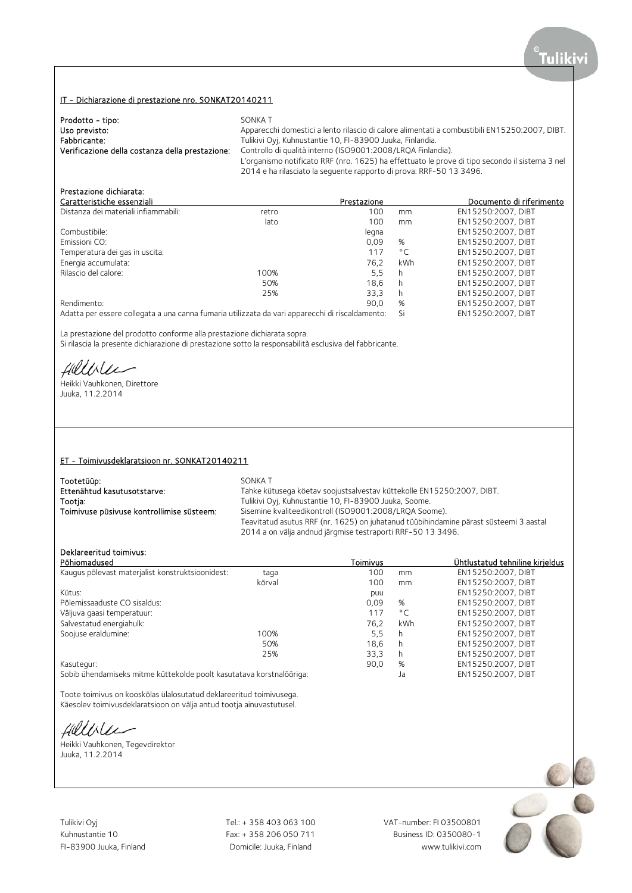## IT - Dichiarazione di prestazione nro. SONKAT20140211

**Prodotto - tipo:** SONKA T
**Uso previsto:** Apparecchi domestici a lento rilascio di calore alimentati a combustibili EN15250:2007, DIBT.
**Fabbricante:** Tulikivi Oyj, Kuhnustantie 10, FI-83900 Juuka, Finlandia.
**Verificazione della costanza della prestazione:** Controllo di qualità interno (ISO9001:2008/LRQA Finlandia).
L'organismo notificato RRF (nro. 1625) ha effettuato le prove di tipo secondo il sistema 3 nel 2014 e ha rilasciato la seguente rapporto di prova: RRF-50 13 3496.

**Prestazione dichiarata:**

| Caratteristiche essenziali | | Prestazione | | Documento di riferimento |
|---|---|---|---|---|
| Distanza dei materiali infiammabili: | retro | 100 | mm | EN15250:2007, DIBT |
| | lato | 100 | mm | EN15250:2007, DIBT |
| Combustibile: | | legna | | EN15250:2007, DIBT |
| Emissioni CO: | | 0,09 | % | EN15250:2007, DIBT |
| Temperatura dei gas in uscita: | | 117 | °C | EN15250:2007, DIBT |
| Energia accumulata: | | 76,2 | kWh | EN15250:2007, DIBT |
| Rilascio del calore: | 100% | 5,5 | h | EN15250:2007, DIBT |
| | 50% | 18,6 | h | EN15250:2007, DIBT |
| | 25% | 33,3 | h | EN15250:2007, DIBT |
| Rendimento: | | 90,0 | % | EN15250:2007, DIBT |
| Adatta per essere collegata a una canna fumaria utilizzata da vari apparecchi di riscaldamento: | | | Si | EN15250:2007, DIBT |

La prestazione del prodotto conforme alla prestazione dichiarata sopra.
Si rilascia la presente dichiarazione di prestazione sotto la responsabilità esclusiva del fabbricante.

Heikki Vauhkonen, Direttore
Juuka, 11.2.2014

## ET - Toimivusdeklaratsioon nr. SONKAT20140211

**Tootetüüp:** SONKA T
**Ettenähtud kasutusotstarve:** Tahke kütusega köetav soojustsalvestav küttekolle EN15250:2007, DIBT.
**Tootja:** Tulikivi Oyj, Kuhnustantie 10, FI-83900 Juuka, Soome.
**Toimivuse püsivuse kontrollimise süsteem:** Sisemine kvaliteedikontroll (ISO9001:2008/LRQA Soome).
Teavitatud asutus RRF (nr. 1625) on juhatanud tüübihindamine pärast süsteemi 3 aastal 2014 a on välja andnud järgmise testraporti RRF-50 13 3496.

**Deklareeritud toimivus:**

| Põhiomadused | | Toimivus | | Ühtlustatud tehniline kirjeldus |
|---|---|---|---|---|
| Kaugus põlevast materjalist konstruktsioonidest: | taga | 100 | mm | EN15250:2007, DIBT |
| | kõrval | 100 | mm | EN15250:2007, DIBT |
| Kütus: | | puu | | EN15250:2007, DIBT |
| Põlemissaaduste CO sisaldus: | | 0,09 | % | EN15250:2007, DIBT |
| Väljuva gaasi temperatuur: | | 117 | °C | EN15250:2007, DIBT |
| Salvestatud energiahulk: | | 76,2 | kWh | EN15250:2007, DIBT |
| Soojuse eraldumine: | 100% | 5,5 | h | EN15250:2007, DIBT |
| | 50% | 18,6 | h | EN15250:2007, DIBT |
| | 25% | 33,3 | h | EN15250:2007, DIBT |
| Kasutegur: | | 90,0 | % | EN15250:2007, DIBT |
| Sobib ühendamiseks mitme küttekolde poolt kasutatava korstnalõõriga: | | | Ja | EN15250:2007, DIBT |

Toote toimivus on kooskõlas ülalosutatud deklareeritud toimivusega.
Käesolev toimivusdeklaratsioon on välja antud tootja ainuvastutusel.

Heikki Vauhkonen, Tegevdirektor
Juuka, 11.2.2014

Tulikivi Oyj
Kuhnustantie 10
FI-83900 Juuka, Finland

Tel.: + 358 403 063 100
Fax: + 358 206 050 711
Domicile: Juuka, Finland

VAT-number: FI 03500801
Business ID: 0350080-1
www.tulikivi.com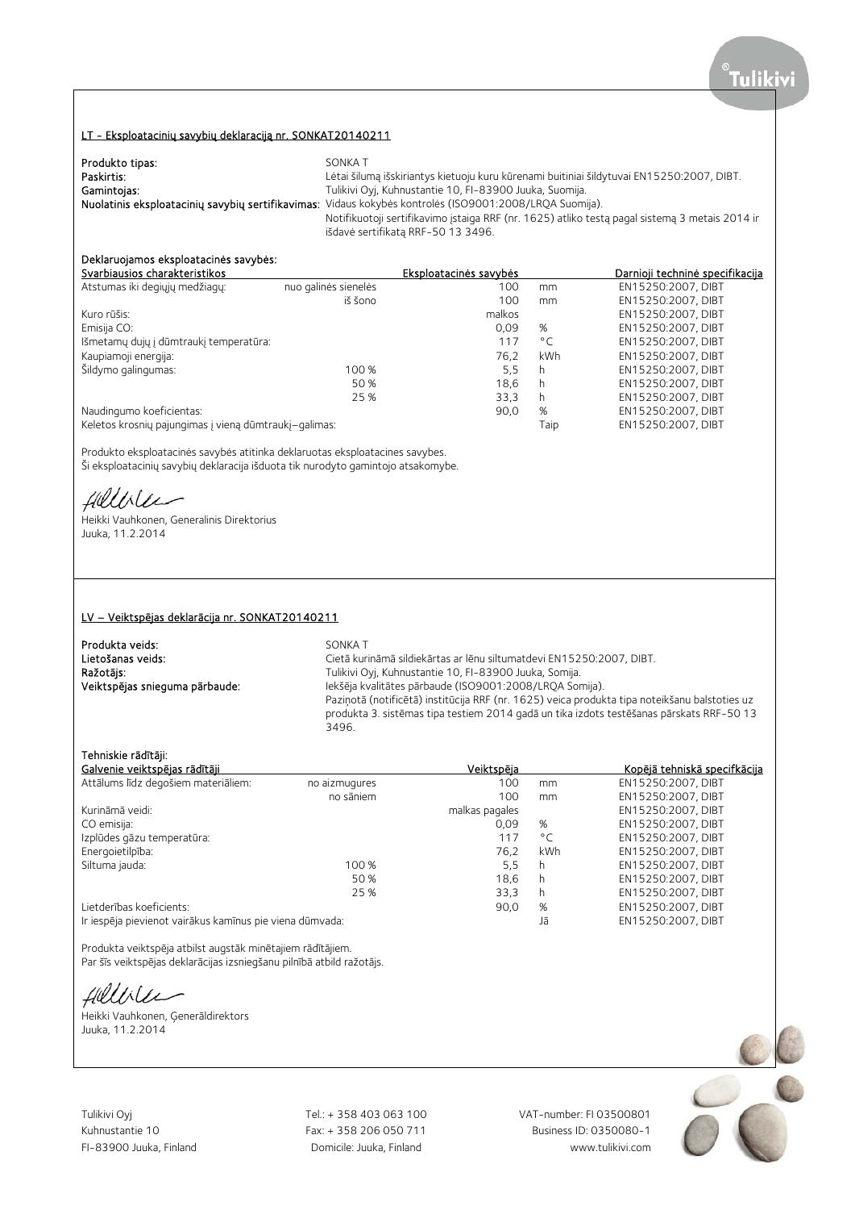## LT - Eksploatacinių savybių deklaraciją nr. SONKAT20140211

**Produkto tipas:** SONKA T

**Paskirtis:** Lėtai šilumą išskiriantys kietuoju kuru kūrenami buitiniai šildytuvai EN15250:2007, DIBT.

**Gamintojas:** Tulikivi Oyj, Kuhnustantie 10, FI-83900 Juuka, Suomija.

**Nuolatinis eksploatacinių savybių sertifikavimas:** Vidaus kokybės kontrolės (ISO9001:2008/LRQA Suomija).
Notifikuotoji sertifikavimo įstaiga RRF (nr. 1625) atliko testą pagal sistemą 3 metais 2014 ir išdavė sertifikatą RRF-50 13 3496.

**Deklaruojamos eksploatacinės savybės:**

| Svarbiausios charakteristikos | | Eksploatacinės savybės | | Darnioji techninė specifikacija |
|---|---|---|---|---|
| Atstumas iki degiųjų medžiagų: | nuo galinės sienelės | 100 | mm | EN15250:2007, DIBT |
| | iš šono | 100 | mm | EN15250:2007, DIBT |
| Kuro rūšis: | | malkos | | EN15250:2007, DIBT |
| Emisija CO: | | 0,09 | % | EN15250:2007, DIBT |
| Išmetamų dujų į dūmtraukį temperatūra: | | 117 | °C | EN15250:2007, DIBT |
| Kaupiamoji energija: | | 76,2 | kWh | EN15250:2007, DIBT |
| Šildymo galingumas: | 100 % | 5,5 | h | EN15250:2007, DIBT |
| | 50 % | 18,6 | h | EN15250:2007, DIBT |
| | 25 % | 33,3 | h | EN15250:2007, DIBT |
| Naudingumo koeficientas: | | 90,0 | % | EN15250:2007, DIBT |
| Keletos krosnių pajungimas į vieną dūmtraukį–galimas: | | | Taip | EN15250:2007, DIBT |

Produkto eksploatacinės savybės atitinka deklaruotas eksploatacines savybes.
Ši eksploatacinių savybių deklaracija išduota tik nurodyto gamintojo atsakomybe.

Heikki Vauhkonen, Generalinis Direktorius
Juuka, 11.2.2014

## LV – Veiktspējas deklarācija nr. SONKAT20140211

**Produkta veids:** SONKA T

**Lietošanas veids:** Cietā kurināmā sildiekārtas ar lēnu siltumatdevi EN15250:2007, DIBT.

**Ražotājs:** Tulikivi Oyj, Kuhnustantie 10, FI-83900 Juuka, Somija.

**Veiktspējas snieguma pārbaude:** Iekšēja kvalitātes pārbaude (ISO9001:2008/LRQA Somija).
Paziņotā (notificētā) institūcija RRF (nr. 1625) veica produkta tipa noteikšanu balstoties uz produkta 3. sistēmas tipa testiem 2014 gadā un tika izdots testēšanas pārskats RRF-50 13 3496.

**Tehniskie rādītāji:**

| Galvenie veiktspējas rādītāji | | Veiktspēja | | Kopējā tehniskā specifkācija |
|---|---|---|---|---|
| Attālums līdz degošiem materiāliem: | no aizmugures | 100 | mm | EN15250:2007, DIBT |
| | no sāniem | 100 | mm | EN15250:2007, DIBT |
| Kurināmā veidi: | | malkas pagales | | EN15250:2007, DIBT |
| CO emisija: | | 0,09 | % | EN15250:2007, DIBT |
| Izplūdes gāzu temperatūra: | | 117 | °C | EN15250:2007, DIBT |
| Energoietilpība: | | 76,2 | kWh | EN15250:2007, DIBT |
| Siltuma jauda: | 100 % | 5,5 | h | EN15250:2007, DIBT |
| | 50 % | 18,6 | h | EN15250:2007, DIBT |
| | 25 % | 33,3 | h | EN15250:2007, DIBT |
| Lietderības koeficients: | | 90,0 | % | EN15250:2007, DIBT |
| Ir iespēja pievienot vairākus kamīnus pie viena dūmvada: | | | Jā | EN15250:2007, DIBT |

Produkta veiktspēja atbilst augstāk minētajiem rādītājiem.
Par šīs veiktspējas deklarācijas izsniegšanu pilnībā atbild ražotājs.

Heikki Vauhkonen, Ģenerāldirektors
Juuka, 11.2.2014

Tulikivi Oyj
Kuhnustantie 10
FI-83900 Juuka, Finland

Tel.: + 358 403 063 100
Fax: + 358 206 050 711
Domicile: Juuka, Finland

VAT-number: FI 03500801
Business ID: 0350080-1
www.tulikivi.com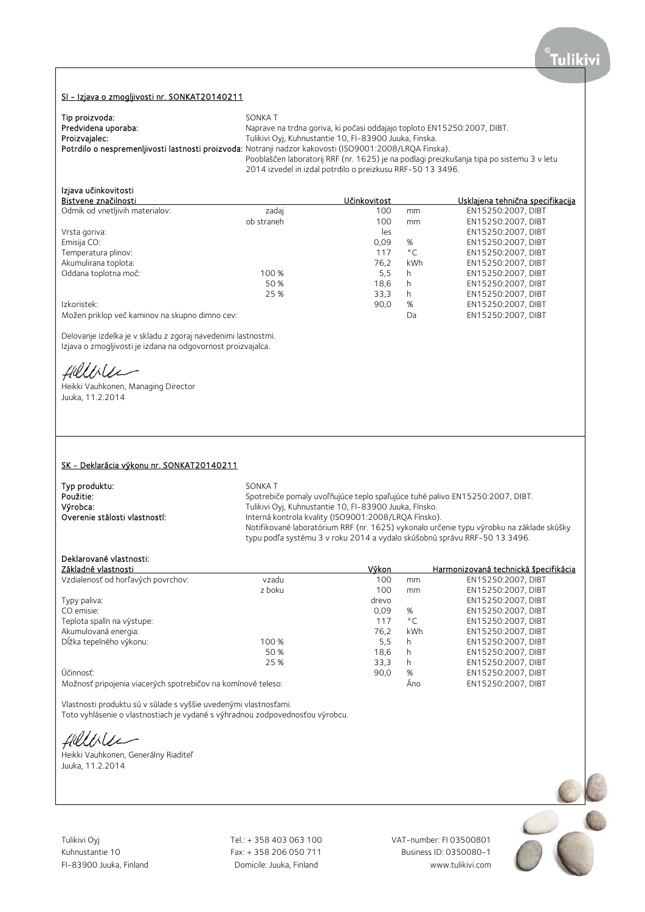## SI - Izjava o zmogljivosti nr. SONKAT20140211

**Tip proizvoda:** SONKA T
**Predvidena uporaba:** Naprave na trdna goriva, ki počasi oddajajo toploto EN15250:2007, DIBT.
**Proizvajalec:** Tulikivi Oyj, Kuhnustantie 10, FI-83900 Juuka, Finska.
**Potrdilo o nespremenljivosti lastnosti proizvoda:** Notranji nadzor kakovosti (ISO9001:2008/LRQA Finska).
Pooblaščen laboratorij RRF (nr. 1625) je na podlagi preizkušanja tipa po sistemu 3 v letu 2014 izvedel in izdal potrdilo o preizkusu RRF-50 13 3496.

Izjava učinkovitosti

| Bistvene značilnosti | | Učinkovitost | | Usklajena tehnična specifikacija |
|---|---|---|---|---|
| Odmik od vnetljivih materialov: | zadaj | 100 | mm | EN15250:2007, DIBT |
| | ob straneh | 100 | mm | EN15250:2007, DIBT |
| Vrsta goriva: | | les | | EN15250:2007, DIBT |
| Emisija CO: | | 0,09 | % | EN15250:2007, DIBT |
| Temperatura plinov: | | 117 | °C | EN15250:2007, DIBT |
| Akumulirana toplota: | | 76,2 | kWh | EN15250:2007, DIBT |
| Oddana toplotna moč: | 100 % | 5,5 | h | EN15250:2007, DIBT |
| | 50 % | 18,6 | h | EN15250:2007, DIBT |
| | 25 % | 33,3 | h | EN15250:2007, DIBT |
| Izkoristek: | | 90,0 | % | EN15250:2007, DIBT |
| Možen priklop več kaminov na skupno dimno cev: | | | Da | EN15250:2007, DIBT |

Delovanje izdelka je v skladu z zgoraj navedenimi lastnostmi.
Izjava o zmogljivosti je izdana na odgovornost proizvajalca.

Heikki Vauhkonen, Managing Director
Juuka, 11.2.2014

## SK - Deklarácia výkonu nr. SONKAT20140211

**Typ produktu:** SONKA T
**Použitie:** Spotrebiče pomaly uvoľňujúce teplo spaľujúce tuhé palivo EN15250:2007, DIBT.
**Výrobca:** Tulikivi Oyj, Kuhnustantie 10, FI-83900 Juuka, Fínsko.
**Overenie stálosti vlastností:** Interná kontrola kvality (ISO9001:2008/LRQA Fínsko).
Notifikované laboratórium RRF (nr. 1625) vykonalo určenie typu výrobku na základe skúšky typu podľa systému 3 v roku 2014 a vydalo skúšobnú správu RRF-50 13 3496.

Deklarované vlastnosti:

| Základné vlastnosti | | Výkon | | Harmonizovaná technická špecifikácia |
|---|---|---|---|---|
| Vzdialenosť od horľavých povrchov: | vzadu | 100 | mm | EN15250:2007, DIBT |
| | z boku | 100 | mm | EN15250:2007, DIBT |
| Typy paliva: | | drevo | | EN15250:2007, DIBT |
| CO emisie: | | 0,09 | % | EN15250:2007, DIBT |
| Teplota spalín na výstupe: | | 117 | °C | EN15250:2007, DIBT |
| Akumulovaná energia: | | 76,2 | kWh | EN15250:2007, DIBT |
| Dĺžka tepelného výkonu: | 100 % | 5,5 | h | EN15250:2007, DIBT |
| | 50 % | 18,6 | h | EN15250:2007, DIBT |
| | 25 % | 33,3 | h | EN15250:2007, DIBT |
| Účinnosť: | | 90,0 | % | EN15250:2007, DIBT |
| Možnosť pripojenia viacerých spotrebičov na komínové teleso: | | | Áno | EN15250:2007, DIBT |

Vlastnosti produktu sú v súlade s vyššie uvedenými vlastnosťami.
Toto vyhlásenie o vlastnostiach je vydané s výhradnou zodpovednosťou výrobcu.

Heikki Vauhkonen, Generálny Riaditeľ
Juuka, 11.2.2014

Tulikivi Oyj
Kuhnustantie 10
FI-83900 Juuka, Finland

Tel.: + 358 403 063 100
Fax: + 358 206 050 711
Domicile: Juuka, Finland

VAT-number: FI 03500801
Business ID: 0350080-1
www.tulikivi.com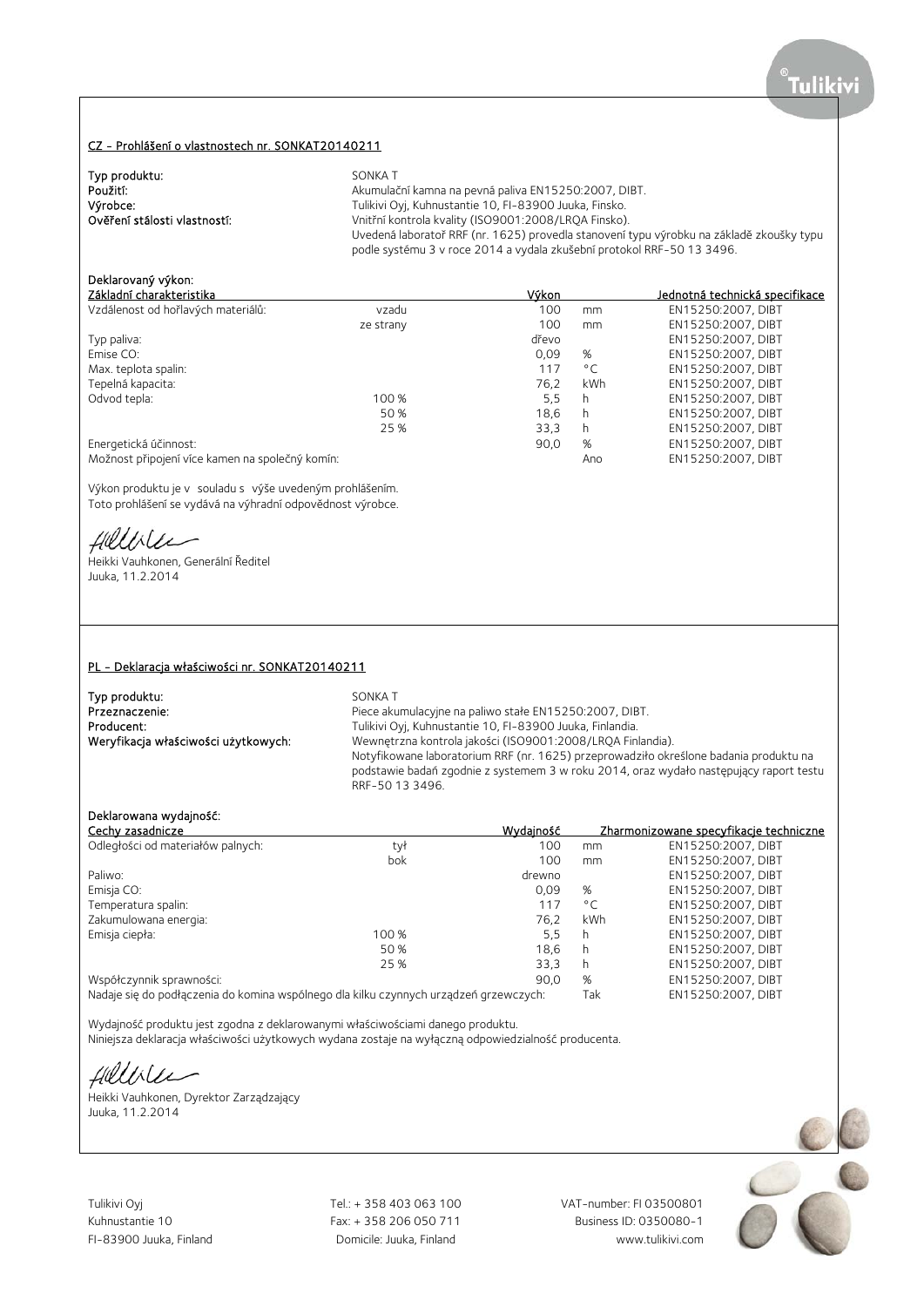## CZ - Prohlášení o vlastnostech nr. SONKAT20140211

**Typ produktu:** SONKA T
**Použití:** Akumulační kamna na pevná paliva EN15250:2007, DIBT.
**Výrobce:** Tulikivi Oyj, Kuhnustantie 10, FI-83900 Juuka, Finsko.
**Ověření stálosti vlastností:** Vnitřní kontrola kvality (ISO9001:2008/LRQA Finsko).
Uvedená laboratoř RRF (nr. 1625) provedla stanovení typu výrobku na základě zkoušky typu podle systému 3 v roce 2014 a vydala zkušební protokol RRF-50 13 3496.

**Deklarovaný výkon:**

| Základní charakteristika | | Výkon | | Jednotná technická specifikace |
|---|---|---|---|---|
| Vzdálenost od hořlavých materiálů: | vzadu | 100 | mm | EN15250:2007, DIBT |
| | ze strany | 100 | mm | EN15250:2007, DIBT |
| Typ paliva: | | dřevo | | EN15250:2007, DIBT |
| Emise CO: | | 0,09 | % | EN15250:2007, DIBT |
| Max. teplota spalin: | | 117 | °C | EN15250:2007, DIBT |
| Tepelná kapacita: | | 76,2 | kWh | EN15250:2007, DIBT |
| Odvod tepla: | 100 % | 5,5 | h | EN15250:2007, DIBT |
| | 50 % | 18,6 | h | EN15250:2007, DIBT |
| | 25 % | 33,3 | h | EN15250:2007, DIBT |
| Energetická účinnost: | | 90,0 | % | EN15250:2007, DIBT |
| Možnost připojení více kamen na společný komín: | | | Ano | EN15250:2007, DIBT |

Výkon produktu je v souladu s výše uvedeným prohlášením.
Toto prohlášení se vydává na výhradní odpovědnost výrobce.

Heikki Vauhkonen, Generální Ředitel
Juuka, 11.2.2014

## PL - Deklaracja właściwości nr. SONKAT20140211

**Typ produktu:** SONKA T
**Przeznaczenie:** Piece akumulacyjne na paliwo stałe EN15250:2007, DIBT.
**Producent:** Tulikivi Oyj, Kuhnustantie 10, FI-83900 Juuka, Finlandia.
**Weryfikacja właściwości użytkowych:** Wewnętrzna kontrola jakości (ISO9001:2008/LRQA Finlandia).
Notyfikowane laboratorium RRF (nr. 1625) przeprowadziło określone badania produktu na podstawie badań zgodnie z systemem 3 w roku 2014, oraz wydało następujący raport testu RRF-50 13 3496.

**Deklarowana wydajność:**

| Cechy zasadnicze | | Wydajność | | Zharmonizowane specyfikacje techniczne |
|---|---|---|---|---|
| Odległości od materiałów palnych: | tył | 100 | mm | EN15250:2007, DIBT |
| | bok | 100 | mm | EN15250:2007, DIBT |
| Paliwo: | | drewno | | EN15250:2007, DIBT |
| Emisja CO: | | 0,09 | % | EN15250:2007, DIBT |
| Temperatura spalin: | | 117 | °C | EN15250:2007, DIBT |
| Zakumulowana energia: | | 76,2 | kWh | EN15250:2007, DIBT |
| Emisja ciepła: | 100 % | 5,5 | h | EN15250:2007, DIBT |
| | 50 % | 18,6 | h | EN15250:2007, DIBT |
| | 25 % | 33,3 | h | EN15250:2007, DIBT |
| Współczynnik sprawności: | | 90,0 | % | EN15250:2007, DIBT |
| Nadaje się do podłączenia do komina wspólnego dla kilku czynnych urządzeń grzewczych: | | | Tak | EN15250:2007, DIBT |

Wydajność produktu jest zgodna z deklarowanymi właściwościami danego produktu.
Niniejsza deklaracja właściwości użytkowych wydana zostaje na wyłączną odpowiedzialność producenta.

Heikki Vauhkonen, Dyrektor Zarządzający
Juuka, 11.2.2014

Tulikivi Oyj
Kuhnustantie 10
FI-83900 Juuka, Finland

Tel.: + 358 403 063 100
Fax: + 358 206 050 711
Domicile: Juuka, Finland

VAT-number: FI 03500801
Business ID: 0350080-1
www.tulikivi.com